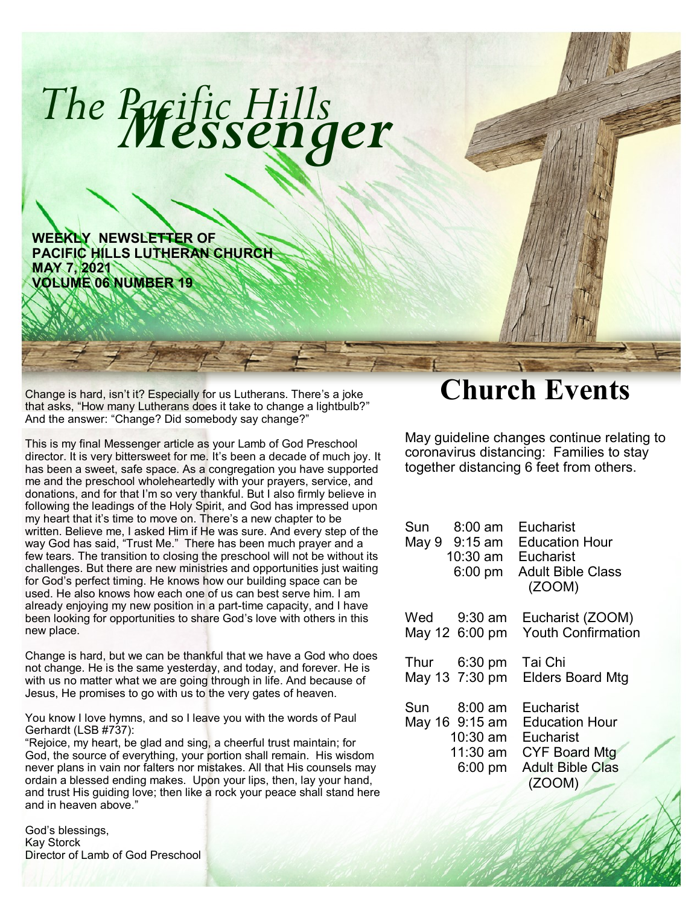# The Pacific Hills *Messenger*

**WEEKLY NEWSLETTER OF**
**PACIFIC HILLS LUTHERAN CHURCH**
**MAY 7, 2021**
**VOLUME 06 NUMBER 19**

Change is hard, isn't it? Especially for us Lutherans. There's a joke that asks, "How many Lutherans does it take to change a lightbulb?" And the answer: "Change? Did somebody say change?"

This is my final Messenger article as your Lamb of God Preschool director. It is very bittersweet for me. It's been a decade of much joy. It has been a sweet, safe space. As a congregation you have supported me and the preschool wholeheartedly with your prayers, service, and donations, and for that I'm so very thankful. But I also firmly believe in following the leadings of the Holy Spirit, and God has impressed upon my heart that it's time to move on. There's a new chapter to be written. Believe me, I asked Him if He was sure. And every step of the way God has said, "Trust Me." There has been much prayer and a few tears. The transition to closing the preschool will not be without its challenges. But there are new ministries and opportunities just waiting for God's perfect timing. He knows how our building space can be used. He also knows how each one of us can best serve him. I am already enjoying my new position in a part-time capacity, and I have been looking for opportunities to share God's love with others in this new place.

Change is hard, but we can be thankful that we have a God who does not change. He is the same yesterday, and today, and forever. He is with us no matter what we are going through in life. And because of Jesus, He promises to go with us to the very gates of heaven.

You know I love hymns, and so I leave you with the words of Paul Gerhardt (LSB #737):
"Rejoice, my heart, be glad and sing, a cheerful trust maintain; for God, the source of everything, your portion shall remain. His wisdom never plans in vain nor falters nor mistakes. All that His counsels may ordain a blessed ending makes. Upon your lips, then, lay your hand, and trust His guiding love; then like a rock your peace shall stand here and in heaven above."

God's blessings,
Kay Storck
Director of Lamb of God Preschool

# Church Events

May guideline changes continue relating to coronavirus distancing: Families to stay together distancing 6 feet from others.

| Day | Time | Event |
|---|---|---|
| Sun May 9 | 8:00 am | Eucharist |
| | 9:15 am | Education Hour |
| | 10:30 am | Eucharist |
| | 6:00 pm | Adult Bible Class (ZOOM) |
| Wed May 12 | 9:30 am | Eucharist (ZOOM) |
| | 6:00 pm | Youth Confirmation |
| Thur May 13 | 6:30 pm | Tai Chi |
| | 7:30 pm | Elders Board Mtg |
| Sun May 16 | 8:00 am | Eucharist |
| | 9:15 am | Education Hour |
| | 10:30 am | Eucharist |
| | 11:30 am | CYF Board Mtg |
| | 6:00 pm | Adult Bible Clas (ZOOM) |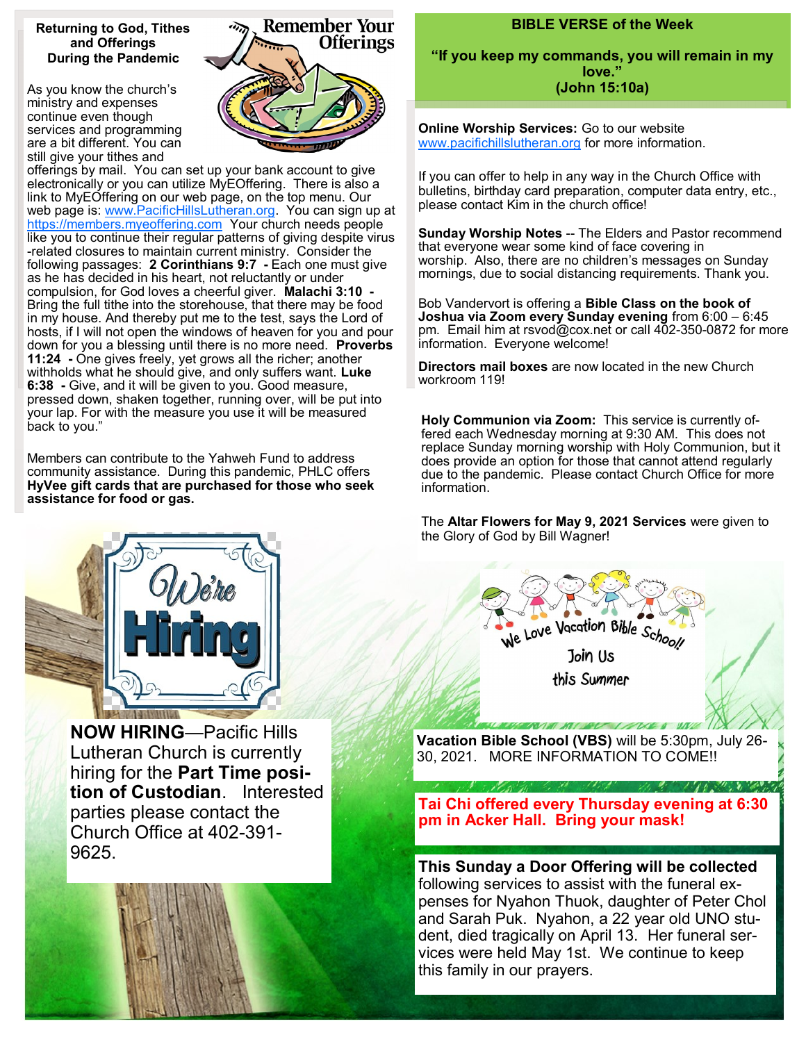## Returning to God, Tithes and Offerings During the Pandemic

Remember Your Offerings

As you know the church's ministry and expenses continue even though services and programming are a bit different. You can still give your tithes and offerings by mail. You can set up your bank account to give electronically or you can utilize MyEOffering. There is also a link to MyEOffering on our web page, on the top menu. Our web page is: www.PacificHillsLutheran.org. You can sign up at https://members.myeoffering.com Your church needs people like you to continue their regular patterns of giving despite virus -related closures to maintain current ministry. Consider the following passages: **2 Corinthians 9:7 -** Each one must give as he has decided in his heart, not reluctantly or under compulsion, for God loves a cheerful giver. **Malachi 3:10 -** Bring the full tithe into the storehouse, that there may be food in my house. And thereby put me to the test, says the Lord of hosts, if I will not open the windows of heaven for you and pour down for you a blessing until there is no more need. **Proverbs 11:24 -** One gives freely, yet grows all the richer; another withholds what he should give, and only suffers want. **Luke 6:38 -** Give, and it will be given to you. Good measure, pressed down, shaken together, running over, will be put into your lap. For with the measure you use it will be measured back to you."

Members can contribute to the Yahweh Fund to address community assistance. During this pandemic, PHLC offers **HyVee gift cards that are purchased for those who seek assistance for food or gas.**

We're Hiring

**NOW HIRING**—Pacific Hills Lutheran Church is currently hiring for the **Part Time position of Custodian**. Interested parties please contact the Church Office at 402-391-9625.

## BIBLE VERSE of the Week

**"If you keep my commands, you will remain in my love."**
**(John 15:10a)**

**Online Worship Services:** Go to our website www.pacifichillslutheran.org for more information.

If you can offer to help in any way in the Church Office with bulletins, birthday card preparation, computer data entry, etc., please contact Kim in the church office!

**Sunday Worship Notes** -- The Elders and Pastor recommend that everyone wear some kind of face covering in worship. Also, there are no children's messages on Sunday mornings, due to social distancing requirements. Thank you.

Bob Vandervort is offering a **Bible Class on the book of Joshua via Zoom every Sunday evening** from 6:00 – 6:45 pm. Email him at rsvod@cox.net or call 402-350-0872 for more information. Everyone welcome!

**Directors mail boxes** are now located in the new Church workroom 119!

**Holy Communion via Zoom:** This service is currently offered each Wednesday morning at 9:30 AM. This does not replace Sunday morning worship with Holy Communion, but it does provide an option for those that cannot attend regularly due to the pandemic. Please contact Church Office for more information.

The **Altar Flowers for May 9, 2021 Services** were given to the Glory of God by Bill Wagner!

We Love Vacation Bible School!! Join Us this Summer

**Vacation Bible School (VBS)** will be 5:30pm, July 26-30, 2021. MORE INFORMATION TO COME!!

**Tai Chi offered every Thursday evening at 6:30 pm in Acker Hall. Bring your mask!**

**This Sunday a Door Offering will be collected** following services to assist with the funeral expenses for Nyahon Thuok, daughter of Peter Chol and Sarah Puk. Nyahon, a 22 year old UNO student, died tragically on April 13. Her funeral services were held May 1st. We continue to keep this family in our prayers.